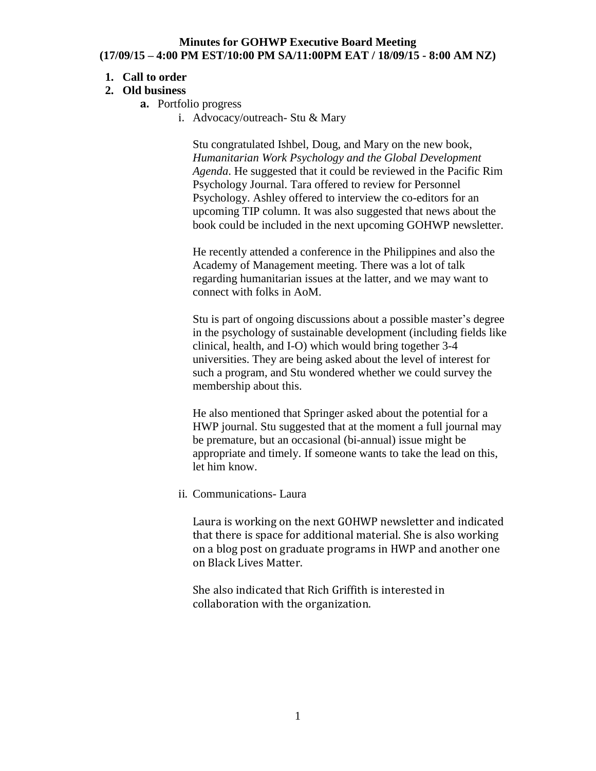**Minutes for GOHWP Executive Board Meeting**
**(17/09/15 – 4:00 PM EST/10:00 PM SA/11:00PM EAT / 18/09/15 - 8:00 AM NZ)**

1. **Call to order**
2. **Old business**
   a. Portfolio progress
      i. Advocacy/outreach- Stu & Mary

         Stu congratulated Ishbel, Doug, and Mary on the new book, *Humanitarian Work Psychology and the Global Development Agenda*. He suggested that it could be reviewed in the Pacific Rim Psychology Journal. Tara offered to review for Personnel Psychology. Ashley offered to interview the co-editors for an upcoming TIP column. It was also suggested that news about the book could be included in the next upcoming GOHWP newsletter.

         He recently attended a conference in the Philippines and also the Academy of Management meeting. There was a lot of talk regarding humanitarian issues at the latter, and we may want to connect with folks in AoM.

         Stu is part of ongoing discussions about a possible master's degree in the psychology of sustainable development (including fields like clinical, health, and I-O) which would bring together 3-4 universities. They are being asked about the level of interest for such a program, and Stu wondered whether we could survey the membership about this.

         He also mentioned that Springer asked about the potential for a HWP journal. Stu suggested that at the moment a full journal may be premature, but an occasional (bi-annual) issue might be appropriate and timely. If someone wants to take the lead on this, let him know.

      ii. Communications- Laura

         Laura is working on the next GOHWP newsletter and indicated that there is space for additional material. She is also working on a blog post on graduate programs in HWP and another one on Black Lives Matter.

         She also indicated that Rich Griffith is interested in collaboration with the organization.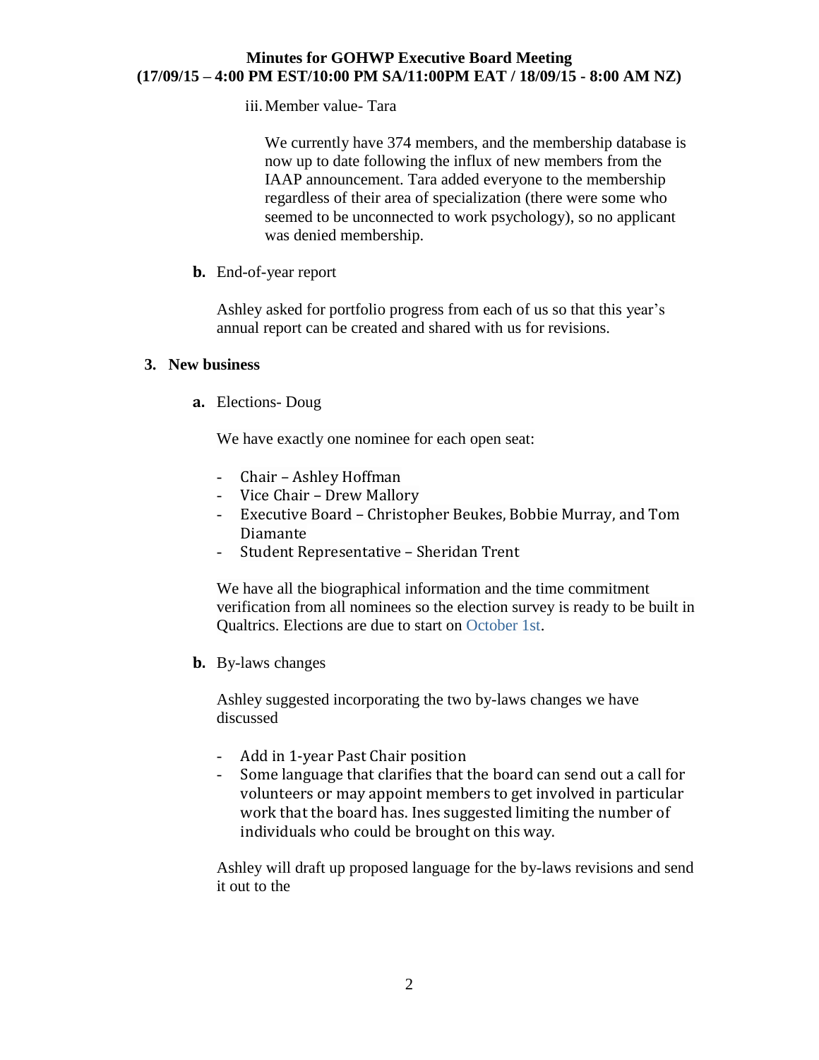iii. Member value- Tara

We currently have 374 members, and the membership database is now up to date following the influx of new members from the IAAP announcement. Tara added everyone to the membership regardless of their area of specialization (there were some who seemed to be unconnected to work psychology), so no applicant was denied membership.

**b.** End-of-year report

Ashley asked for portfolio progress from each of us so that this year's annual report can be created and shared with us for revisions.

**3. New business**

**a.** Elections- Doug

We have exactly one nominee for each open seat:

- Chair – Ashley Hoffman
- Vice Chair – Drew Mallory
- Executive Board – Christopher Beukes, Bobbie Murray, and Tom Diamante
- Student Representative – Sheridan Trent

We have all the biographical information and the time commitment verification from all nominees so the election survey is ready to be built in Qualtrics. Elections are due to start on October 1st.

**b.** By-laws changes

Ashley suggested incorporating the two by-laws changes we have discussed

- Add in 1-year Past Chair position
- Some language that clarifies that the board can send out a call for volunteers or may appoint members to get involved in particular work that the board has. Ines suggested limiting the number of individuals who could be brought on this way.

Ashley will draft up proposed language for the by-laws revisions and send it out to the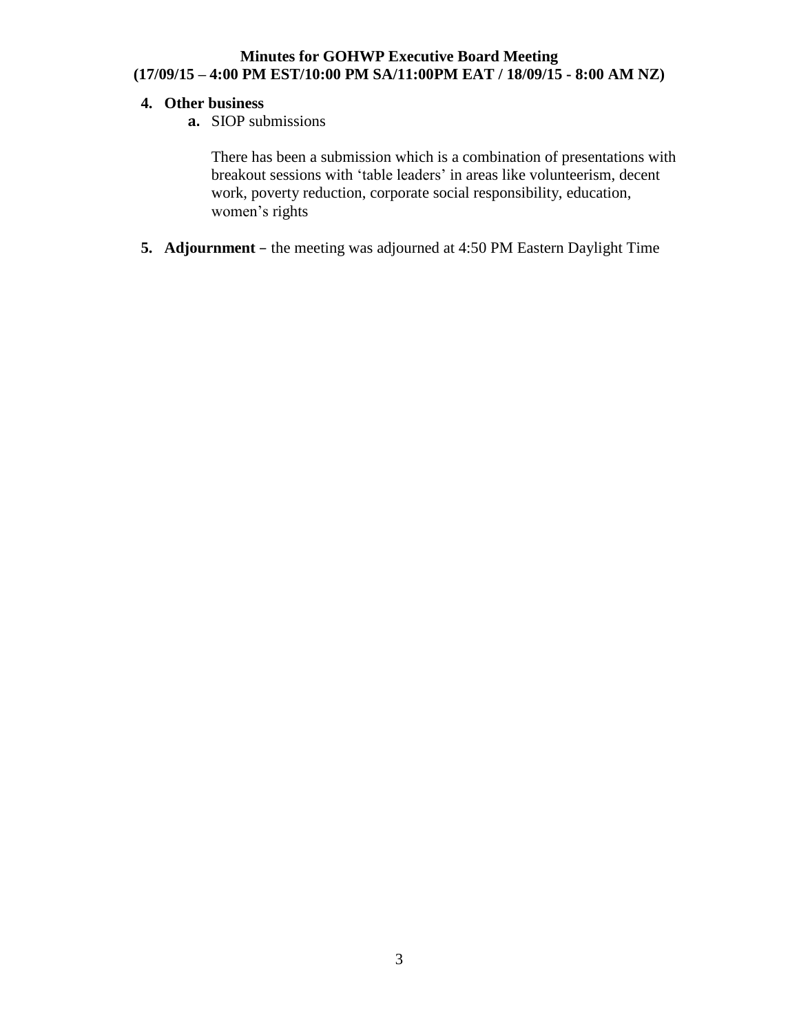4. **Other business**
   a. SIOP submissions

      There has been a submission which is a combination of presentations with breakout sessions with 'table leaders' in areas like volunteerism, decent work, poverty reduction, corporate social responsibility, education, women's rights

5. **Adjournment** – the meeting was adjourned at 4:50 PM Eastern Daylight Time